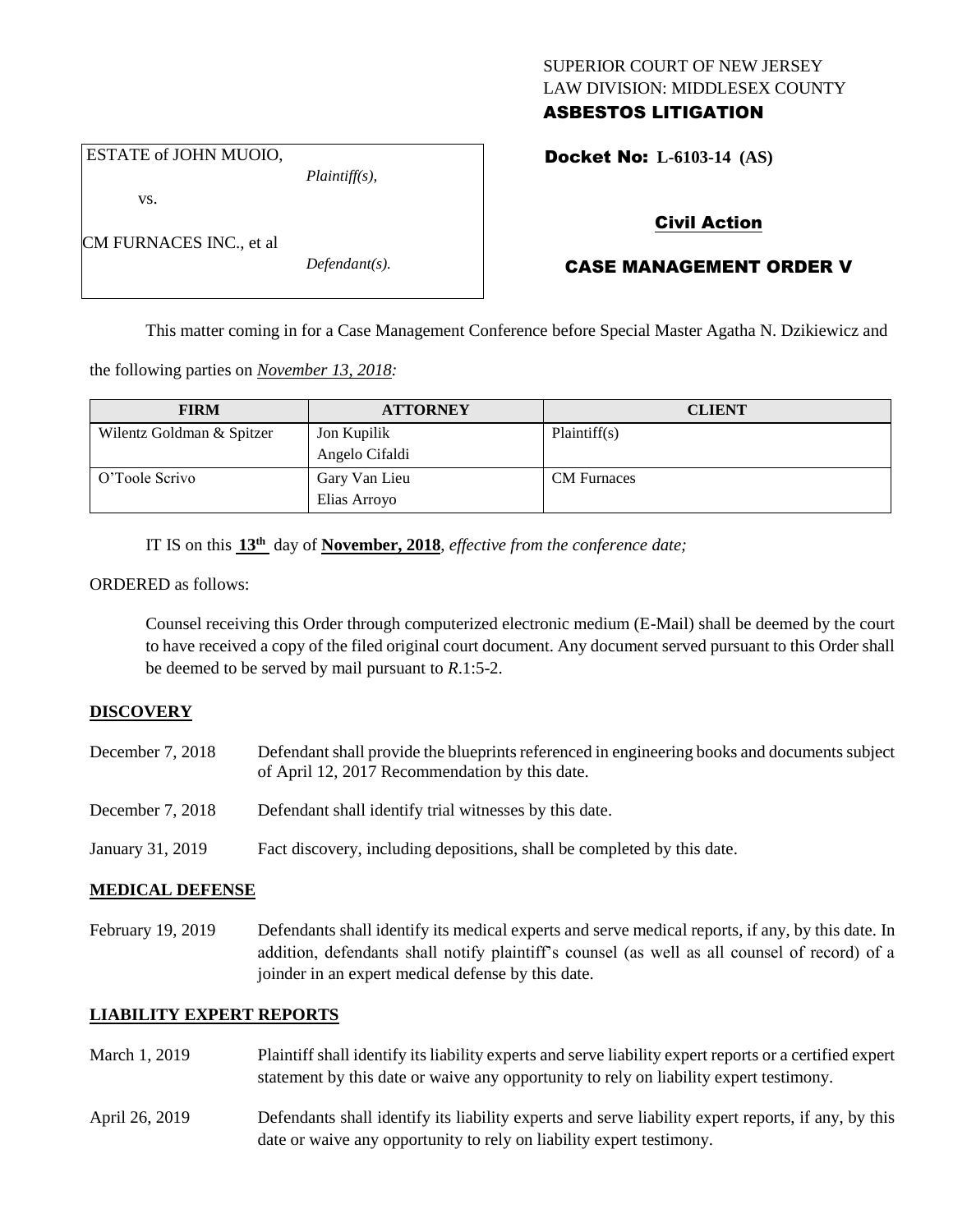SUPERIOR COURT OF NEW JERSEY
LAW DIVISION: MIDDLESEX COUNTY
**ASBESTOS LITIGATION**

| | |
|---|---|
| ESTATE of JOHN MUOIO, *Plaintiff(s),* vs. CM FURNACES INC., et al *Defendant(s).* | **Docket No: L-6103-14 (AS)** |

**Civil Action**

**CASE MANAGEMENT ORDER V**

This matter coming in for a Case Management Conference before Special Master Agatha N. Dzikiewicz and the following parties on *November 13, 2018:*

| FIRM | ATTORNEY | CLIENT |
|---|---|---|
| Wilentz Goldman & Spitzer | Jon Kupilik<br>Angelo Cifaldi | Plaintiff(s) |
| O'Toole Scrivo | Gary Van Lieu<br>Elias Arroyo | CM Furnaces |

IT IS on this **13th** day of **November, 2018**, *effective from the conference date;*

ORDERED as follows:

Counsel receiving this Order through computerized electronic medium (E-Mail) shall be deemed by the court to have received a copy of the filed original court document. Any document served pursuant to this Order shall be deemed to be served by mail pursuant to *R*.1:5-2.

**DISCOVERY**

| | |
|---|---|
| December 7, 2018 | Defendant shall provide the blueprints referenced in engineering books and documents subject of April 12, 2017 Recommendation by this date. |
| December 7, 2018 | Defendant shall identify trial witnesses by this date. |
| January 31, 2019 | Fact discovery, including depositions, shall be completed by this date. |

**MEDICAL DEFENSE**

| | |
|---|---|
| February 19, 2019 | Defendants shall identify its medical experts and serve medical reports, if any, by this date. In addition, defendants shall notify plaintiff's counsel (as well as all counsel of record) of a joinder in an expert medical defense by this date. |

**LIABILITY EXPERT REPORTS**

| | |
|---|---|
| March 1, 2019 | Plaintiff shall identify its liability experts and serve liability expert reports or a certified expert statement by this date or waive any opportunity to rely on liability expert testimony. |
| April 26, 2019 | Defendants shall identify its liability experts and serve liability expert reports, if any, by this date or waive any opportunity to rely on liability expert testimony. |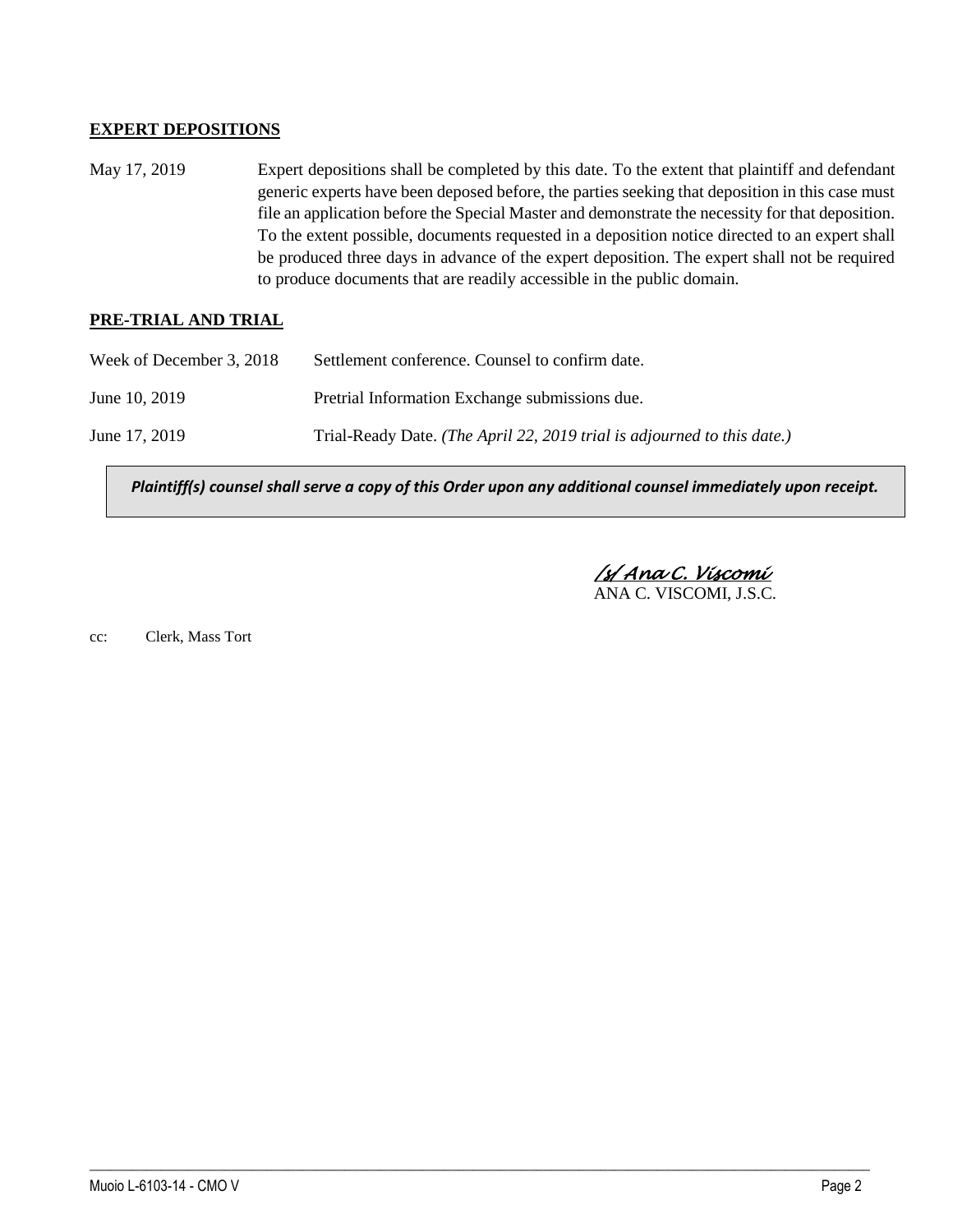**EXPERT DEPOSITIONS**

| | |
|---|---|
| May 17, 2019 | Expert depositions shall be completed by this date. To the extent that plaintiff and defendant generic experts have been deposed before, the parties seeking that deposition in this case must file an application before the Special Master and demonstrate the necessity for that deposition. To the extent possible, documents requested in a deposition notice directed to an expert shall be produced three days in advance of the expert deposition. The expert shall not be required to produce documents that are readily accessible in the public domain. |

**PRE-TRIAL AND TRIAL**

| | |
|---|---|
| Week of December 3, 2018 | Settlement conference. Counsel to confirm date. |
| June 10, 2019 | Pretrial Information Exchange submissions due. |
| June 17, 2019 | Trial-Ready Date. *(The April 22, 2019 trial is adjourned to this date.)* |

***Plaintiff(s) counsel shall serve a copy of this Order upon any additional counsel immediately upon receipt.***

*/s/ Ana C. Viscomi*
ANA C. VISCOMI, J.S.C.

cc: Clerk, Mass Tort